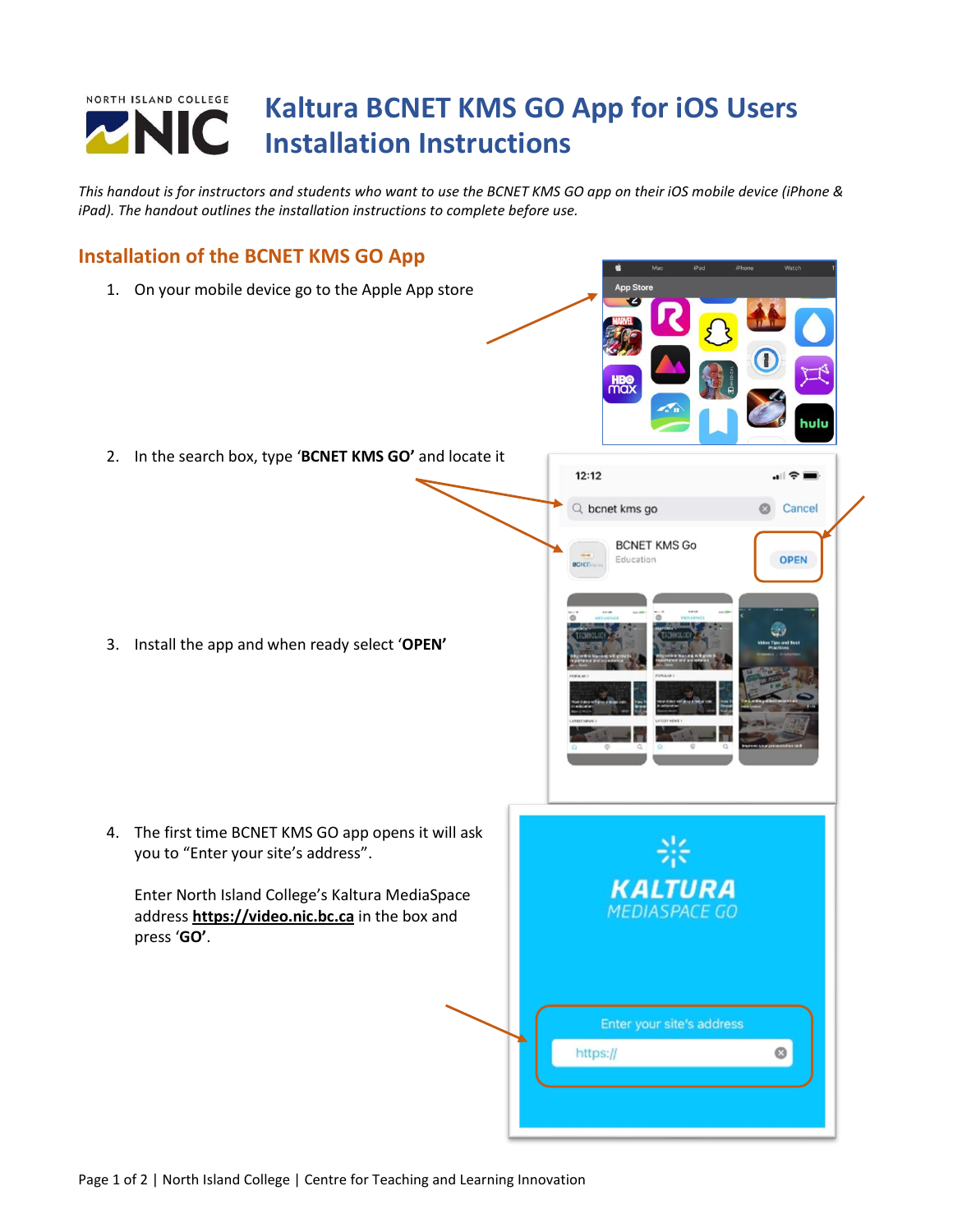# Kaltura BCNET KMS GO App for iOS Users Installation Instructions

*This handout is for instructors and students who want to use the BCNET KMS GO app on their iOS mobile device (iPhone & iPad). The handout outlines the installation instructions to complete before use.*

## Installation of the BCNET KMS GO App

1. On your mobile device go to the Apple App store
2. In the search box, type '**BCNET KMS GO'** and locate it
3. Install the app and when ready select '**OPEN'**
4. The first time BCNET KMS GO app opens it will ask you to "Enter your site's address".

   Enter North Island College's Kaltura MediaSpace address **https://video.nic.bc.ca** in the box and press '**GO'**.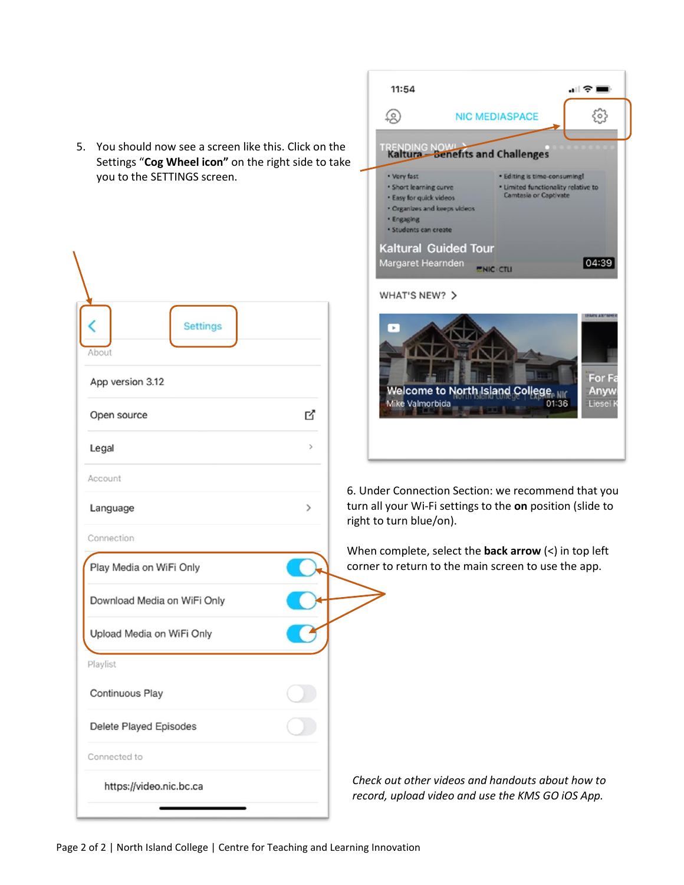5. You should now see a screen like this. Click on the Settings “**Cog Wheel icon”** on the right side to take you to the SETTINGS screen.

6. Under Connection Section: we recommend that you turn all your Wi-Fi settings to the **on** position (slide to right to turn blue/on).

When complete, select the **back arrow** (<) in top left corner to return to the main screen to use the app.

*Check out other videos and handouts about how to record, upload video and use the KMS GO iOS App.*